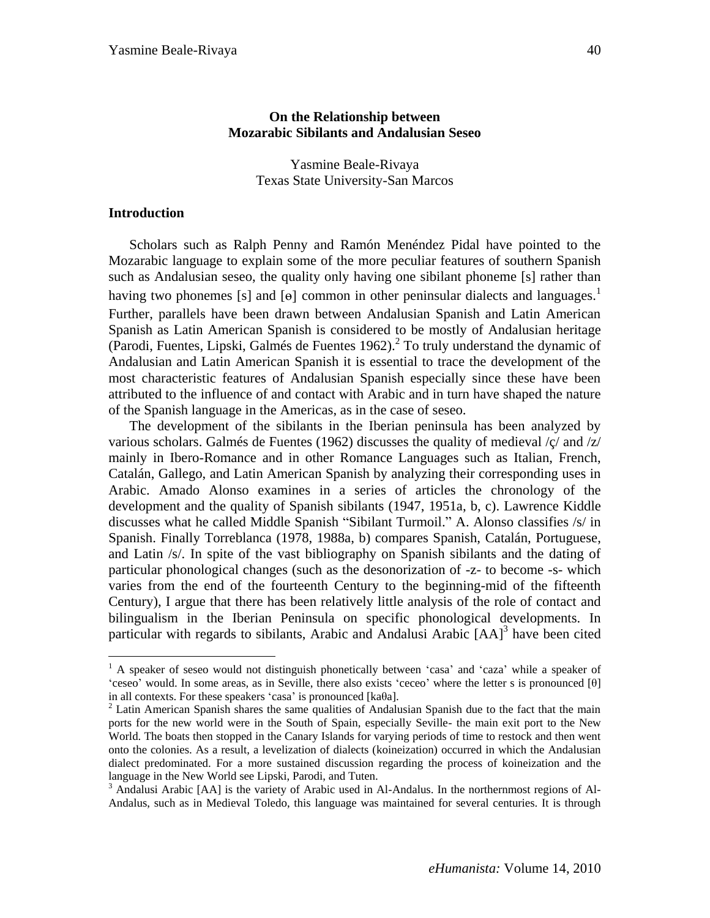# On the Relationship between Mozarabic Sibilants and Andalusian Seseo

Yasmine Beale-Rivaya
Texas State University-San Marcos

## Introduction

Scholars such as Ralph Penny and Ramón Menéndez Pidal have pointed to the Mozarabic language to explain some of the more peculiar features of southern Spanish such as Andalusian seseo, the quality only having one sibilant phoneme [s] rather than having two phonemes [s] and [ɵ] common in other peninsular dialects and languages.[1] Further, parallels have been drawn between Andalusian Spanish and Latin American Spanish as Latin American Spanish is considered to be mostly of Andalusian heritage (Parodi, Fuentes, Lipski, Galmés de Fuentes 1962).[2] To truly understand the dynamic of Andalusian and Latin American Spanish it is essential to trace the development of the most characteristic features of Andalusian Spanish especially since these have been attributed to the influence of and contact with Arabic and in turn have shaped the nature of the Spanish language in the Americas, as in the case of seseo.

The development of the sibilants in the Iberian peninsula has been analyzed by various scholars. Galmés de Fuentes (1962) discusses the quality of medieval /ç/ and /z/ mainly in Ibero-Romance and in other Romance Languages such as Italian, French, Catalán, Gallego, and Latin American Spanish by analyzing their corresponding uses in Arabic. Amado Alonso examines in a series of articles the chronology of the development and the quality of Spanish sibilants (1947, 1951a, b, c). Lawrence Kiddle discusses what he called Middle Spanish "Sibilant Turmoil." A. Alonso classifies /s/ in Spanish. Finally Torreblanca (1978, 1988a, b) compares Spanish, Catalán, Portuguese, and Latin /s/. In spite of the vast bibliography on Spanish sibilants and the dating of particular phonological changes (such as the desonorization of -z- to become -s- which varies from the end of the fourteenth Century to the beginning-mid of the fifteenth Century), I argue that there has been relatively little analysis of the role of contact and bilingualism in the Iberian Peninsula on specific phonological developments. In particular with regards to sibilants, Arabic and Andalusi Arabic [AA][3] have been cited

---

[1] A speaker of seseo would not distinguish phonetically between 'casa' and 'caza' while a speaker of 'ceseo' would. In some areas, as in Seville, there also exists 'ceceo' where the letter s is pronounced [θ] in all contexts. For these speakers 'casa' is pronounced [kaθa].

[2] Latin American Spanish shares the same qualities of Andalusian Spanish due to the fact that the main ports for the new world were in the South of Spain, especially Seville- the main exit port to the New World. The boats then stopped in the Canary Islands for varying periods of time to restock and then went onto the colonies. As a result, a levelization of dialects (koineization) occurred in which the Andalusian dialect predominated. For a more sustained discussion regarding the process of koineization and the language in the New World see Lipski, Parodi, and Tuten.

[3] Andalusi Arabic [AA] is the variety of Arabic used in Al-Andalus. In the northernmost regions of Al-Andalus, such as in Medieval Toledo, this language was maintained for several centuries. It is through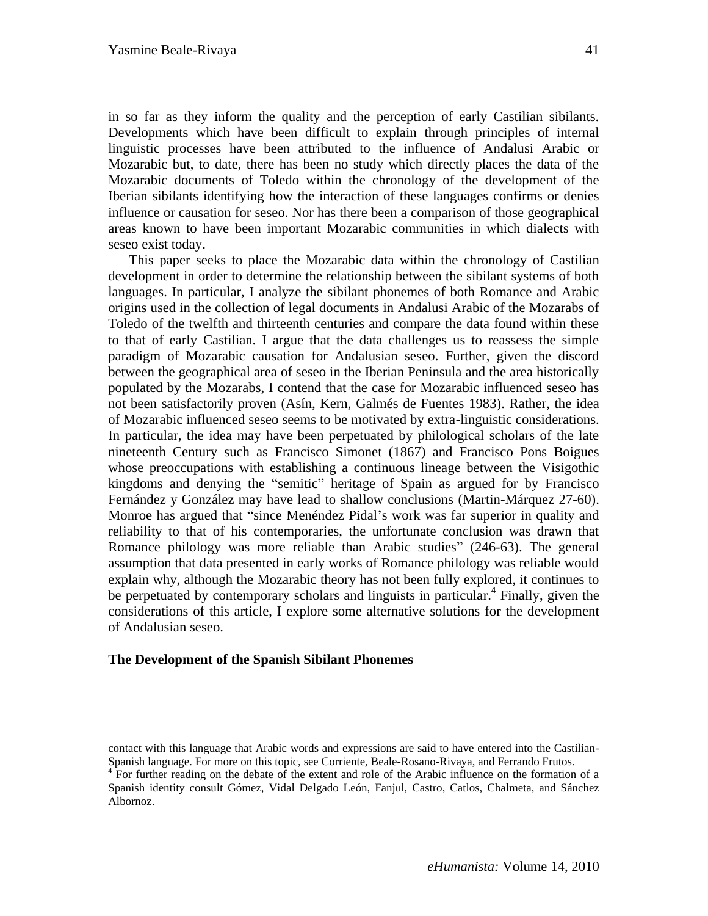in so far as they inform the quality and the perception of early Castilian sibilants. Developments which have been difficult to explain through principles of internal linguistic processes have been attributed to the influence of Andalusi Arabic or Mozarabic but, to date, there has been no study which directly places the data of the Mozarabic documents of Toledo within the chronology of the development of the Iberian sibilants identifying how the interaction of these languages confirms or denies influence or causation for seseo. Nor has there been a comparison of those geographical areas known to have been important Mozarabic communities in which dialects with seseo exist today.

This paper seeks to place the Mozarabic data within the chronology of Castilian development in order to determine the relationship between the sibilant systems of both languages. In particular, I analyze the sibilant phonemes of both Romance and Arabic origins used in the collection of legal documents in Andalusi Arabic of the Mozarabs of Toledo of the twelfth and thirteenth centuries and compare the data found within these to that of early Castilian. I argue that the data challenges us to reassess the simple paradigm of Mozarabic causation for Andalusian seseo. Further, given the discord between the geographical area of seseo in the Iberian Peninsula and the area historically populated by the Mozarabs, I contend that the case for Mozarabic influenced seseo has not been satisfactorily proven (Asín, Kern, Galmés de Fuentes 1983). Rather, the idea of Mozarabic influenced seseo seems to be motivated by extra-linguistic considerations. In particular, the idea may have been perpetuated by philological scholars of the late nineteenth Century such as Francisco Simonet (1867) and Francisco Pons Boigues whose preoccupations with establishing a continuous lineage between the Visigothic kingdoms and denying the "semitic" heritage of Spain as argued for by Francisco Fernández y González may have lead to shallow conclusions (Martin-Márquez 27-60). Monroe has argued that "since Menéndez Pidal's work was far superior in quality and reliability to that of his contemporaries, the unfortunate conclusion was drawn that Romance philology was more reliable than Arabic studies" (246-63). The general assumption that data presented in early works of Romance philology was reliable would explain why, although the Mozarabic theory has not been fully explored, it continues to be perpetuated by contemporary scholars and linguists in particular.[4] Finally, given the considerations of this article, I explore some alternative solutions for the development of Andalusian seseo.

## The Development of the Spanish Sibilant Phonemes

---

contact with this language that Arabic words and expressions are said to have entered into the Castilian-Spanish language. For more on this topic, see Corriente, Beale-Rosano-Rivaya, and Ferrando Frutos.

[4] For further reading on the debate of the extent and role of the Arabic influence on the formation of a Spanish identity consult Gómez, Vidal Delgado León, Fanjul, Castro, Catlos, Chalmeta, and Sánchez Albornoz.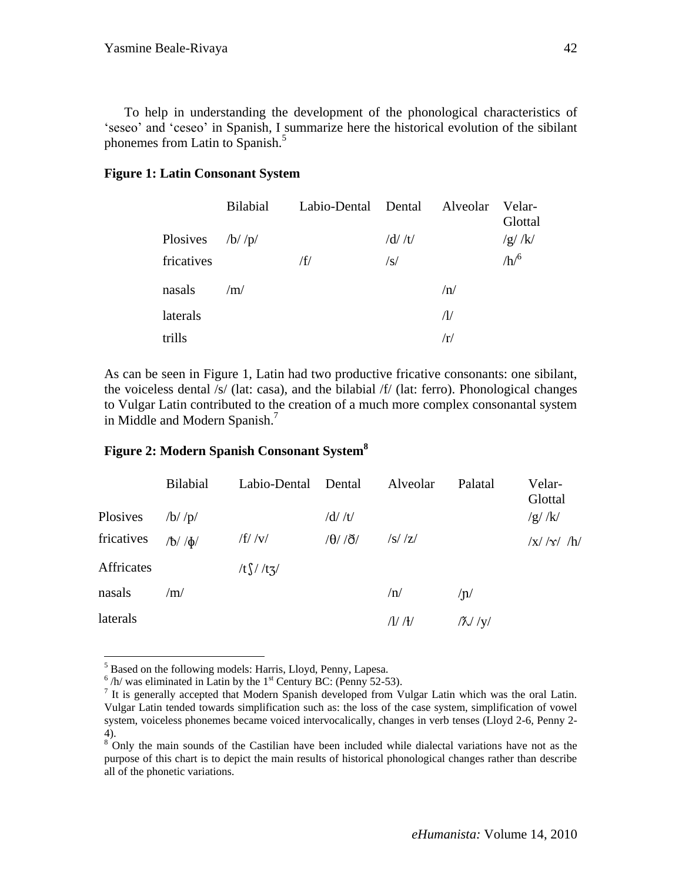To help in understanding the development of the phonological characteristics of 'seseo' and 'ceseo' in Spanish, I summarize here the historical evolution of the sibilant phonemes from Latin to Spanish.[5]

**Figure 1: Latin Consonant System**

| | Bilabial | Labio-Dental | Dental | Alveolar | Velar-Glottal |
|---|---|---|---|---|---|
| Plosives | /b/ /p/ | | /d/ /t/ | | /g/ /k/ |
| fricatives | | /f/ | /s/ | | /h/[6] |
| nasals | /m/ | | | /n/ | |
| laterals | | | | /l/ | |
| trills | | | | /r/ | |

As can be seen in Figure 1, Latin had two productive fricative consonants: one sibilant, the voiceless dental /s/ (lat: casa), and the bilabial /f/ (lat: ferro). Phonological changes to Vulgar Latin contributed to the creation of a much more complex consonantal system in Middle and Modern Spanish.[7]

**Figure 2: Modern Spanish Consonant System[8]**

| | Bilabial | Labio-Dental | Dental | Alveolar | Palatal | Velar-Glottal |
|---|---|---|---|---|---|---|
| Plosives | /b/ /p/ | | /d/ /t/ | | | /g/ /k/ |
| fricatives | /ƀ/ /ɸ/ | /f/ /v/ | /θ/ /ð/ | /s/ /z/ | | /x/ /ɣ/ /h/ |
| Affricates | | /tʃ/ /tʒ/ | | | | |
| nasals | /m/ | | | /n/ | /ɲ/ | |
| laterals | | | | /l/ /ɫ/ | /ʎ/ /y/ | |

---

[5] Based on the following models: Harris, Lloyd, Penny, Lapesa.

[6] /h/ was eliminated in Latin by the 1st Century BC: (Penny 52-53).

[7] It is generally accepted that Modern Spanish developed from Vulgar Latin which was the oral Latin. Vulgar Latin tended towards simplification such as: the loss of the case system, simplification of vowel system, voiceless phonemes became voiced intervocalically, changes in verb tenses (Lloyd 2-6, Penny 2-4).

[8] Only the main sounds of the Castilian have been included while dialectal variations have not as the purpose of this chart is to depict the main results of historical phonological changes rather than describe all of the phonetic variations.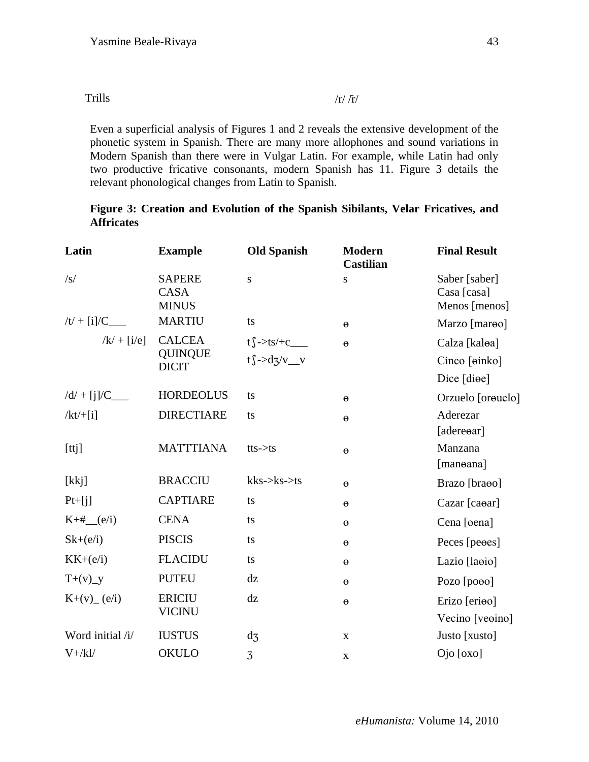| Trills | /r/ /r̄/ |
|---|---|

Even a superficial analysis of Figures 1 and 2 reveals the extensive development of the phonetic system in Spanish. There are many more allophones and sound variations in Modern Spanish than there were in Vulgar Latin. For example, while Latin had only two productive fricative consonants, modern Spanish has 11. Figure 3 details the relevant phonological changes from Latin to Spanish.

**Figure 3: Creation and Evolution of the Spanish Sibilants, Velar Fricatives, and Affricates**

| Latin | Example | Old Spanish | Modern Castilian | Final Result |
|---|---|---|---|---|
| /s/ | SAPERE<br>CASA<br>MINUS | s | s | Saber [saber]<br>Casa [casa]<br>Menos [menos] |
| /t/ + [i]/C___ | MARTIU | ts | ɵ | Marzo [marɵo] |
| /k/ + [i/e] | CALCEA<br>QUINQUE<br>DICIT | tʃ->ts/+c___<br>tʃ->dʒ/v__v | ɵ | Calza [kalɵa]<br>Cinco [ɵinko]<br>Dice [diɵe] |
| /d/ + [j]/C___ | HORDEOLUS | ts | ɵ | Orzuelo [orɵuelo] |
| /kt/+[i] | DIRECTIARE | ts | ɵ | Aderezar [adereɵar] |
| [ttj] | MATTTIANA | tts->ts | ɵ | Manzana [manɵana] |
| [kkj] | BRACCIU | kks->ks->ts | ɵ | Brazo [braɵo] |
| Pt+[j] | CAPTIARE | ts | ɵ | Cazar [caɵar] |
| K+#__(e/i) | CENA | ts | ɵ | Cena [ɵena] |
| Sk+(e/i) | PISCIS | ts | ɵ | Peces [peɵes] |
| KK+(e/i) | FLACIDU | ts | ɵ | Lazio [laɵio] |
| T+(v)_y | PUTEU | dz | ɵ | Pozo [poɵo] |
| K+(v)_ (e/i) | ERICIU<br>VICINU | dz | ɵ | Erizo [eriɵo]<br>Vecino [veɵino] |
| Word initial /i/ | IUSTUS | dʒ | x | Justo [xusto] |
| V+/kl/ | OKULO | ʒ | x | Ojo [oxo] |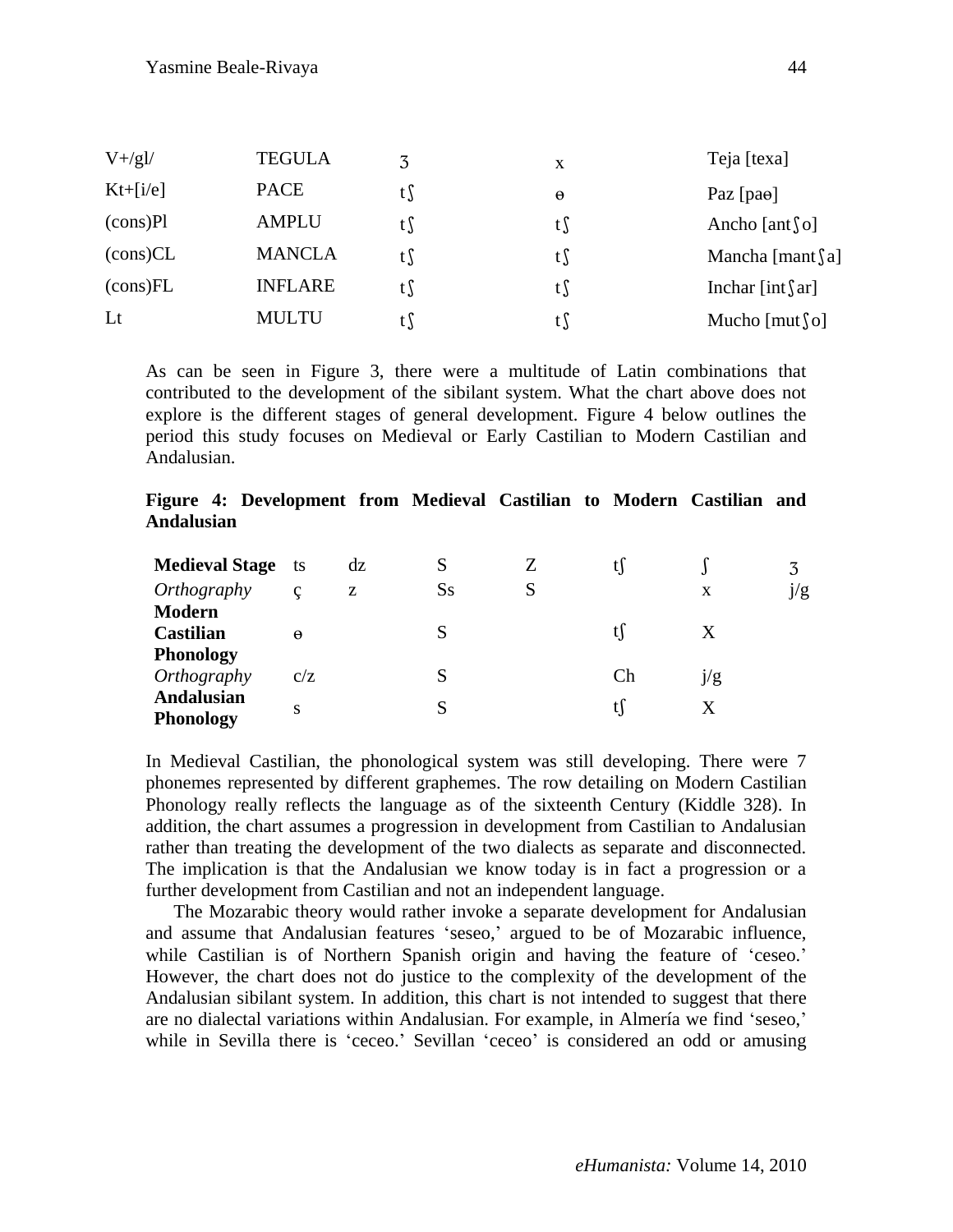| | | | | |
|---|---|---|---|---|
| V+/gl/ | TEGULA | ʒ | x | Teja [texa] |
| Kt+[i/e] | PACE | tʃ | ɵ | Paz [paɵ] |
| (cons)Pl | AMPLU | tʃ | tʃ | Ancho [antʃo] |
| (cons)CL | MANCLA | tʃ | tʃ | Mancha [mantʃa] |
| (cons)FL | INFLARE | tʃ | tʃ | Inchar [intʃar] |
| Lt | MULTU | tʃ | tʃ | Mucho [mutʃo] |

As can be seen in Figure 3, there were a multitude of Latin combinations that contributed to the development of the sibilant system. What the chart above does not explore is the different stages of general development. Figure 4 below outlines the period this study focuses on Medieval or Early Castilian to Modern Castilian and Andalusian.

**Figure 4: Development from Medieval Castilian to Modern Castilian and Andalusian**

| **Medieval Stage** | ts | dz | S | Z | tʃ | ʃ | ʒ |
|---|---|---|---|---|---|---|---|
| *Orthography* | ç | z | Ss | S | | x | j/g |
| **Modern Castilian Phonology** | ɵ | | S | | tʃ | X | |
| *Orthography* | c/z | | S | | Ch | j/g | |
| **Andalusian Phonology** | s | | S | | tʃ | X | |

In Medieval Castilian, the phonological system was still developing. There were 7 phonemes represented by different graphemes. The row detailing on Modern Castilian Phonology really reflects the language as of the sixteenth Century (Kiddle 328). In addition, the chart assumes a progression in development from Castilian to Andalusian rather than treating the development of the two dialects as separate and disconnected. The implication is that the Andalusian we know today is in fact a progression or a further development from Castilian and not an independent language.

The Mozarabic theory would rather invoke a separate development for Andalusian and assume that Andalusian features 'seseo,' argued to be of Mozarabic influence, while Castilian is of Northern Spanish origin and having the feature of 'ceseo.' However, the chart does not do justice to the complexity of the development of the Andalusian sibilant system. In addition, this chart is not intended to suggest that there are no dialectal variations within Andalusian. For example, in Almería we find 'seseo,' while in Sevilla there is 'ceceo.' Sevillan 'ceceo' is considered an odd or amusing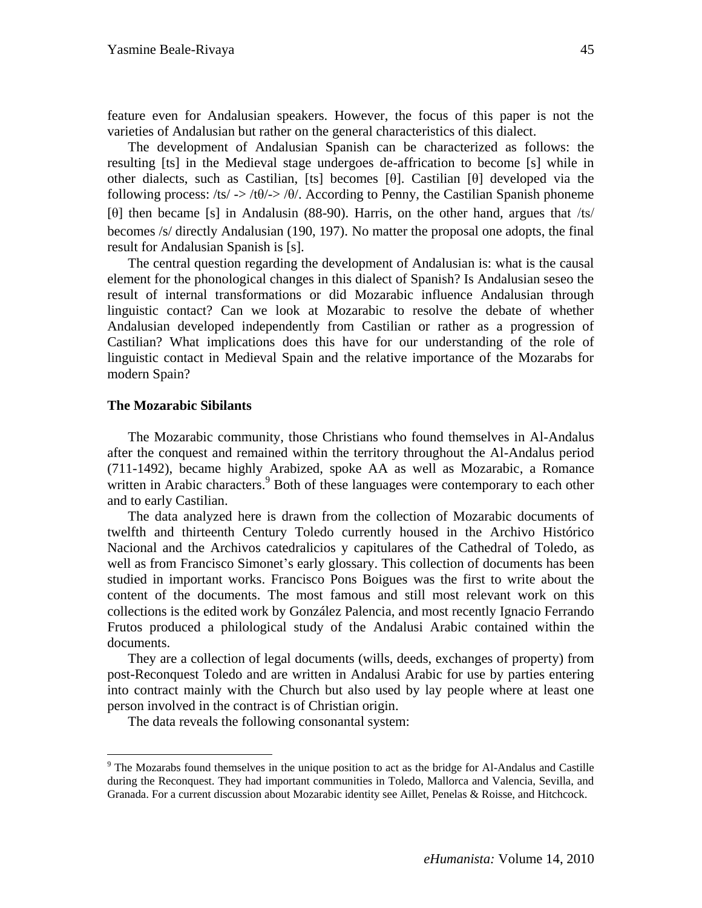feature even for Andalusian speakers. However, the focus of this paper is not the varieties of Andalusian but rather on the general characteristics of this dialect.

The development of Andalusian Spanish can be characterized as follows: the resulting [ts] in the Medieval stage undergoes de-affrication to become [s] while in other dialects, such as Castilian, [ts] becomes [θ]. Castilian [θ] developed via the following process: /ts/ -> /tθ/-> /θ/. According to Penny, the Castilian Spanish phoneme [θ] then became [s] in Andalusin (88-90). Harris, on the other hand, argues that /ts/ becomes /s/ directly Andalusian (190, 197). No matter the proposal one adopts, the final result for Andalusian Spanish is [s].

The central question regarding the development of Andalusian is: what is the causal element for the phonological changes in this dialect of Spanish? Is Andalusian seseo the result of internal transformations or did Mozarabic influence Andalusian through linguistic contact? Can we look at Mozarabic to resolve the debate of whether Andalusian developed independently from Castilian or rather as a progression of Castilian? What implications does this have for our understanding of the role of linguistic contact in Medieval Spain and the relative importance of the Mozarabs for modern Spain?

**The Mozarabic Sibilants**

The Mozarabic community, those Christians who found themselves in Al-Andalus after the conquest and remained within the territory throughout the Al-Andalus period (711-1492), became highly Arabized, spoke AA as well as Mozarabic, a Romance written in Arabic characters.[9] Both of these languages were contemporary to each other and to early Castilian.

The data analyzed here is drawn from the collection of Mozarabic documents of twelfth and thirteenth Century Toledo currently housed in the Archivo Histórico Nacional and the Archivos catedralicios y capitulares of the Cathedral of Toledo, as well as from Francisco Simonet's early glossary. This collection of documents has been studied in important works. Francisco Pons Boigues was the first to write about the content of the documents. The most famous and still most relevant work on this collections is the edited work by González Palencia, and most recently Ignacio Ferrando Frutos produced a philological study of the Andalusi Arabic contained within the documents.

They are a collection of legal documents (wills, deeds, exchanges of property) from post-Reconquest Toledo and are written in Andalusi Arabic for use by parties entering into contract mainly with the Church but also used by lay people where at least one person involved in the contract is of Christian origin.

The data reveals the following consonantal system:

---

[9] The Mozarabs found themselves in the unique position to act as the bridge for Al-Andalus and Castille during the Reconquest. They had important communities in Toledo, Mallorca and Valencia, Sevilla, and Granada. For a current discussion about Mozarabic identity see Aillet, Penelas & Roisse, and Hitchcock.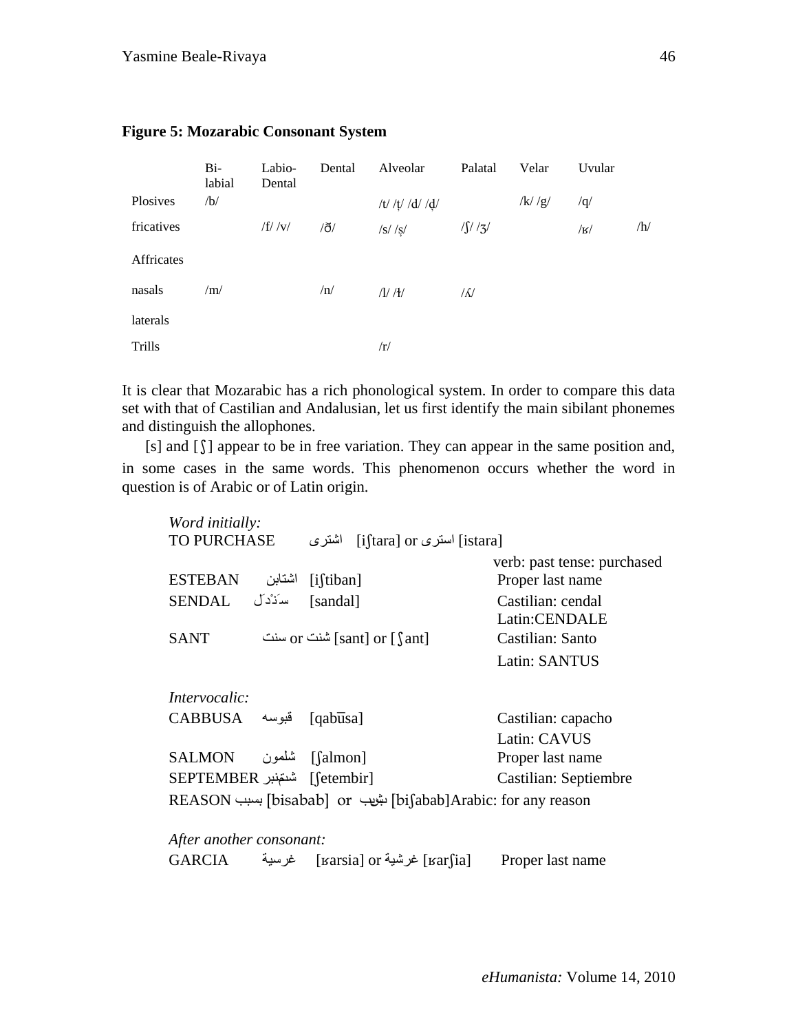**Figure 5: Mozarabic Consonant System**

| | Bi-labial | Labio-Dental | Dental | Alveolar | Palatal | Velar | Uvular | |
|---|---|---|---|---|---|---|---|---|
| Plosives | /b/ | | | /t/ /ṭ/ /d/ /ḍ/ | | /k/ /g/ | /q/ | |
| fricatives | | /f/ /v/ | /ð/ | /s/ /ṣ/ | /ʃ/ /ʒ/ | | /ʁ/ | /h/ |
| Affricates | | | | | | | | |
| nasals | /m/ | | /n/ | /l/ /ɫ/ | /ʎ/ | | | |
| laterals | | | | | | | | |
| Trills | | | | /r/ | | | | |

It is clear that Mozarabic has a rich phonological system. In order to compare this data set with that of Castilian and Andalusian, let us first identify the main sibilant phonemes and distinguish the allophones.

[s] and [ʃ] appear to be in free variation. They can appear in the same position and, in some cases in the same words. This phenomenon occurs whether the word in question is of Arabic or of Latin origin.

*Word initially:*

TO PURCHASE اشترى [iʃtara] or استرى [istara] — verb: past tense: purchased

ESTEBAN اشتابن [iʃtiban] — Proper last name

SENDAL سَنْدَل [sandal] — Castilian: cendal, Latin:CENDALE

SANT سنت or شنت [sant] or [ʃant] — Castilian: Santo, Latin: SANTUS

*Intervocalic:*

CABBUSA قبوسه [qabūsa] — Castilian: capacho, Latin: CAVUS

SALMON شلمون [ʃalmon] — Proper last name

SEPTEMBER شتمبر [ʃetembir] — Castilian: Septiembre

REASON بسبب [bisabab] or بشبب [biʃabab] Arabic: for any reason

*After another consonant:*

GARCIA غرسية [ʁarsia] or غرشية [ʁarʃia] — Proper last name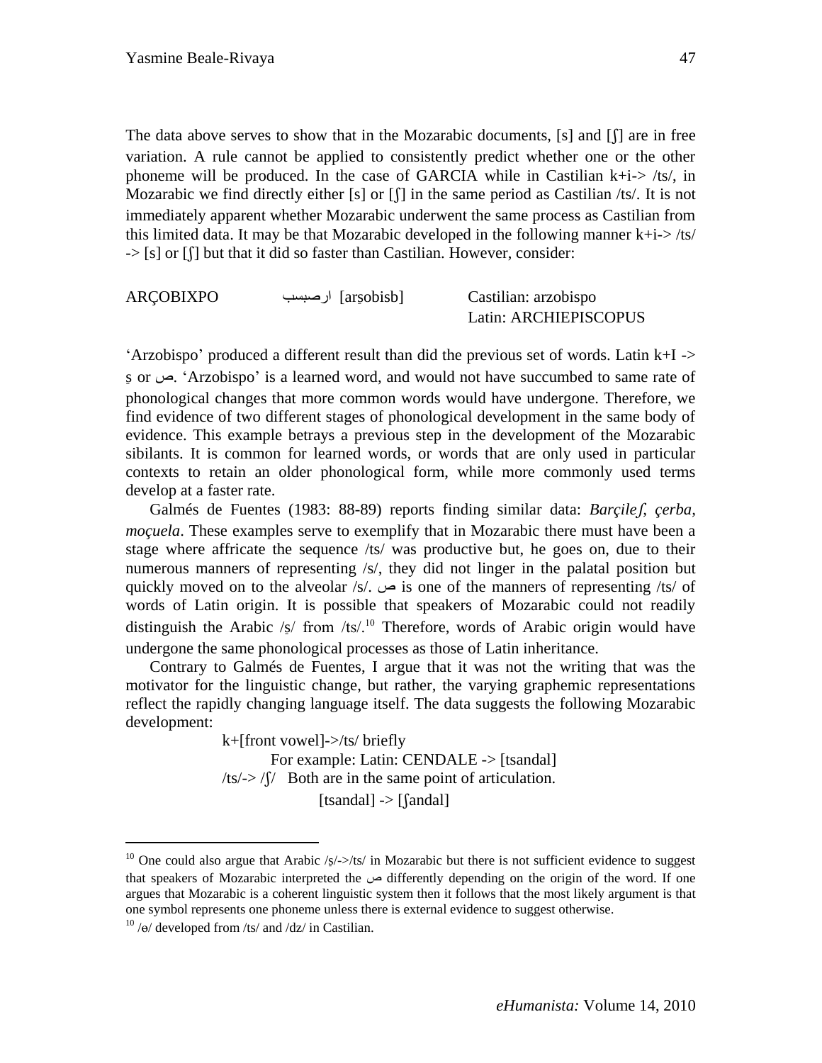The data above serves to show that in the Mozarabic documents, [s] and [ʃ] are in free variation. A rule cannot be applied to consistently predict whether one or the other phoneme will be produced. In the case of GARCIA while in Castilian k+i-> /ts/, in Mozarabic we find directly either [s] or [ʃ] in the same period as Castilian /ts/. It is not immediately apparent whether Mozarabic underwent the same process as Castilian from this limited data. It may be that Mozarabic developed in the following manner k+i-> /ts/ -> [s] or [ʃ] but that it did so faster than Castilian. However, consider:

| ARÇOBIXPO | ارصبسب [arṣobisb] | Castilian: arzobispo<br>Latin: ARCHIEPISCOPUS |
|---|---|---|

'Arzobispo' produced a different result than did the previous set of words. Latin k+I -> ṣ or ص. 'Arzobispo' is a learned word, and would not have succumbed to same rate of phonological changes that more common words would have undergone. Therefore, we find evidence of two different stages of phonological development in the same body of evidence. This example betrays a previous step in the development of the Mozarabic sibilants. It is common for learned words, or words that are only used in particular contexts to retain an older phonological form, while more commonly used terms develop at a faster rate.

Galmés de Fuentes (1983: 88-89) reports finding similar data: *Barçileʃ*, *çerba*, *moçuela*. These examples serve to exemplify that in Mozarabic there must have been a stage where affricate the sequence /ts/ was productive but, he goes on, due to their numerous manners of representing /s/, they did not linger in the palatal position but quickly moved on to the alveolar /s/. ص is one of the manners of representing /ts/ of words of Latin origin. It is possible that speakers of Mozarabic could not readily distinguish the Arabic /s/ from /ts/.[10] Therefore, words of Arabic origin would have undergone the same phonological processes as those of Latin inheritance.

Contrary to Galmés de Fuentes, I argue that it was not the writing that was the motivator for the linguistic change, but rather, the varying graphemic representations reflect the rapidly changing language itself. The data suggests the following Mozarabic development:

k+[front vowel]->/ts/ briefly
For example: Latin: CENDALE -> [tsandal]
/ts/-> /ʃ/ Both are in the same point of articulation.
[tsandal] -> [ʃandal]

---

[10] One could also argue that Arabic /ṣ/->/ts/ in Mozarabic but there is not sufficient evidence to suggest that speakers of Mozarabic interpreted the ص differently depending on the origin of the word. If one argues that Mozarabic is a coherent linguistic system then it follows that the most likely argument is that one symbol represents one phoneme unless there is external evidence to suggest otherwise.

[10] /ɵ/ developed from /ts/ and /dz/ in Castilian.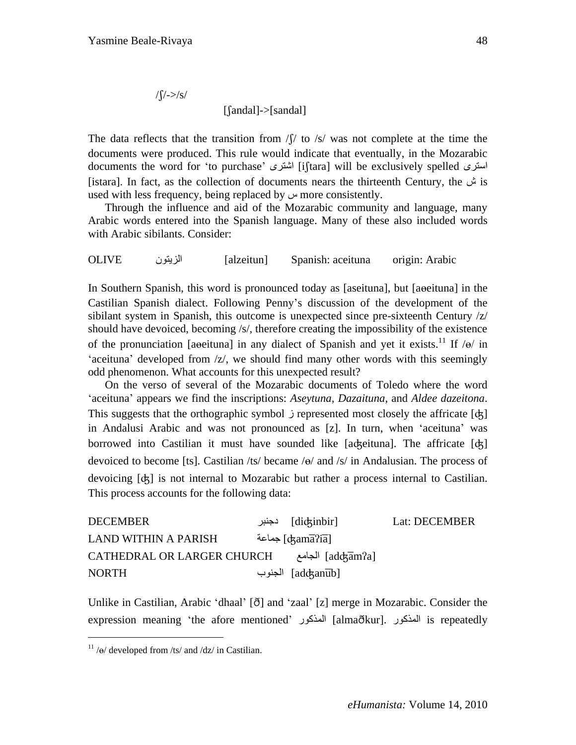/ʃ/->/s/

[ʃandal]->[sandal]

The data reflects that the transition from /ʃ/ to /s/ was not complete at the time the documents were produced. This rule would indicate that eventually, in the Mozarabic documents the word for 'to purchase' اشترى [iʃtara] will be exclusively spelled استرى [istara]. In fact, as the collection of documents nears the thirteenth Century, the ش is used with less frequency, being replaced by س more consistently.

Through the influence and aid of the Mozarabic community and language, many Arabic words entered into the Spanish language. Many of these also included words with Arabic sibilants. Consider:

| OLIVE | الزيتون | [alzeitun] | Spanish: aceituna | origin: Arabic |
|---|---|---|---|---|

In Southern Spanish, this word is pronounced today as [aseituna], but [aɵeituna] in the Castilian Spanish dialect. Following Penny's discussion of the development of the sibilant system in Spanish, this outcome is unexpected since pre-sixteenth Century /z/ should have devoiced, becoming /s/, therefore creating the impossibility of the existence of the pronunciation [aɵeituna] in any dialect of Spanish and yet it exists.[11] If /ɵ/ in 'aceituna' developed from /z/, we should find many other words with this seemingly odd phenomenon. What accounts for this unexpected result?

On the verso of several of the Mozarabic documents of Toledo where the word 'aceituna' appears we find the inscriptions: *Aseytuna*, *Dazaituna*, and *Aldee dazeitona*. This suggests that the orthographic symbol ز represented most closely the affricate [ʤ] in Andalusi Arabic and was not pronounced as [z]. In turn, when 'aceituna' was borrowed into Castilian it must have sounded like [aʤeituna]. The affricate [ʤ] devoiced to become [ts]. Castilian /ts/ became /ɵ/ and /s/ in Andalusian. The process of devoicing [ʤ] is not internal to Mozarabic but rather a process internal to Castilian. This process accounts for the following data:

| DECEMBER | دجنبر [diʤinbir] | Lat: DECEMBER |
|---|---|---|
| LAND WITHIN A PARISH | جماعة [ʤamāʔiā] | |
| CATHEDRAL OR LARGER CHURCH | الجامع [adʤāmʔa] | |
| NORTH | الجنوب [adʤanūb] | |

Unlike in Castilian, Arabic 'dhaal' [ð] and 'zaal' [z] merge in Mozarabic. Consider the expression meaning 'the afore mentioned' المذكور [almaðkur]. المذكور is repeatedly

[11] /ɵ/ developed from /ts/ and /dz/ in Castilian.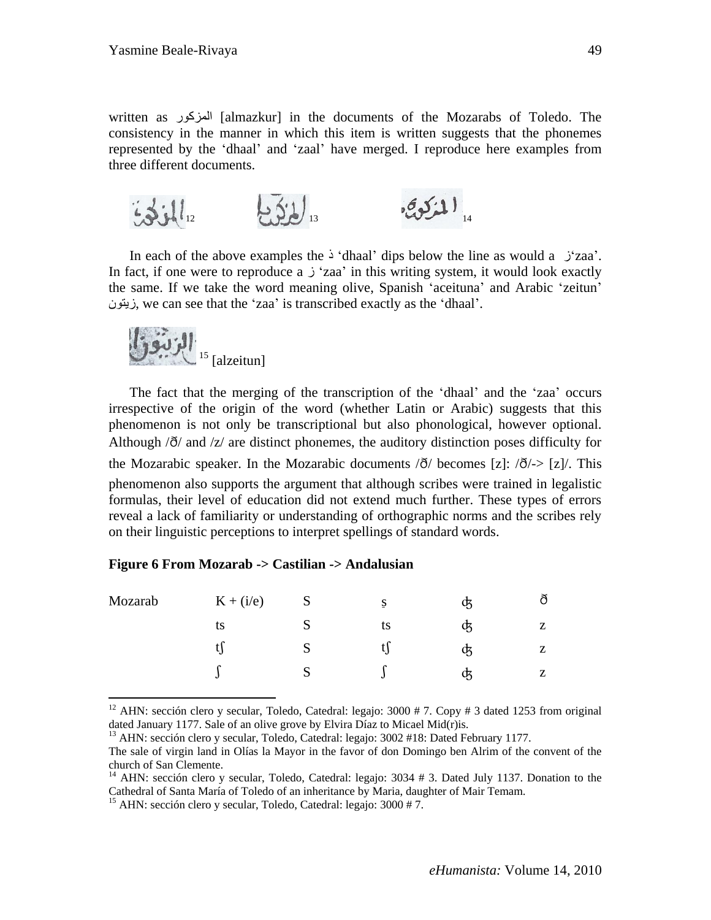written as المزكور [almazkur] in the documents of the Mozarabs of Toledo. The consistency in the manner in which this item is written suggests that the phonemes represented by the 'dhaal' and 'zaal' have merged. I reproduce here examples from three different documents.

[12] [13] [14]

In each of the above examples the ذ 'dhaal' dips below the line as would a ز'zaa'. In fact, if one were to reproduce a ز 'zaa' in this writing system, it would look exactly the same. If we take the word meaning olive, Spanish 'aceituna' and Arabic 'zeitun' زيتون, we can see that the 'zaa' is transcribed exactly as the 'dhaal'.

[15] [alzeitun]

The fact that the merging of the transcription of the 'dhaal' and the 'zaa' occurs irrespective of the origin of the word (whether Latin or Arabic) suggests that this phenomenon is not only be transcriptional but also phonological, however optional. Although /ð/ and /z/ are distinct phonemes, the auditory distinction poses difficulty for the Mozarabic speaker. In the Mozarabic documents /ð/ becomes [z]: /ð/-> [z]/. This phenomenon also supports the argument that although scribes were trained in legalistic formulas, their level of education did not extend much further. These types of errors reveal a lack of familiarity or understanding of orthographic norms and the scribes rely on their linguistic perceptions to interpret spellings of standard words.

**Figure 6 From Mozarab -> Castilian -> Andalusian**

| Mozarab | K + (i/e) | S | ṣ | ʤ | ð |
|---|---|---|---|---|---|
| | ts | S | ts | ʤ | z |
| | tʃ | S | tʃ | ʤ | z |
| | ʃ | S | ʃ | ʤ | z |

---

[12] AHN: sección clero y secular, Toledo, Catedral: legajo: 3000 # 7. Copy # 3 dated 1253 from original dated January 1177. Sale of an olive grove by Elvira Díaz to Micael Mid(r)is.

[13] AHN: sección clero y secular, Toledo, Catedral: legajo: 3002 #18: Dated February 1177. The sale of virgin land in Olías la Mayor in the favor of don Domingo ben Alrim of the convent of the church of San Clemente.

[14] AHN: sección clero y secular, Toledo, Catedral: legajo: 3034 # 3. Dated July 1137. Donation to the Cathedral of Santa María of Toledo of an inheritance by Maria, daughter of Mair Temam.

[15] AHN: sección clero y secular, Toledo, Catedral: legajo: 3000 # 7.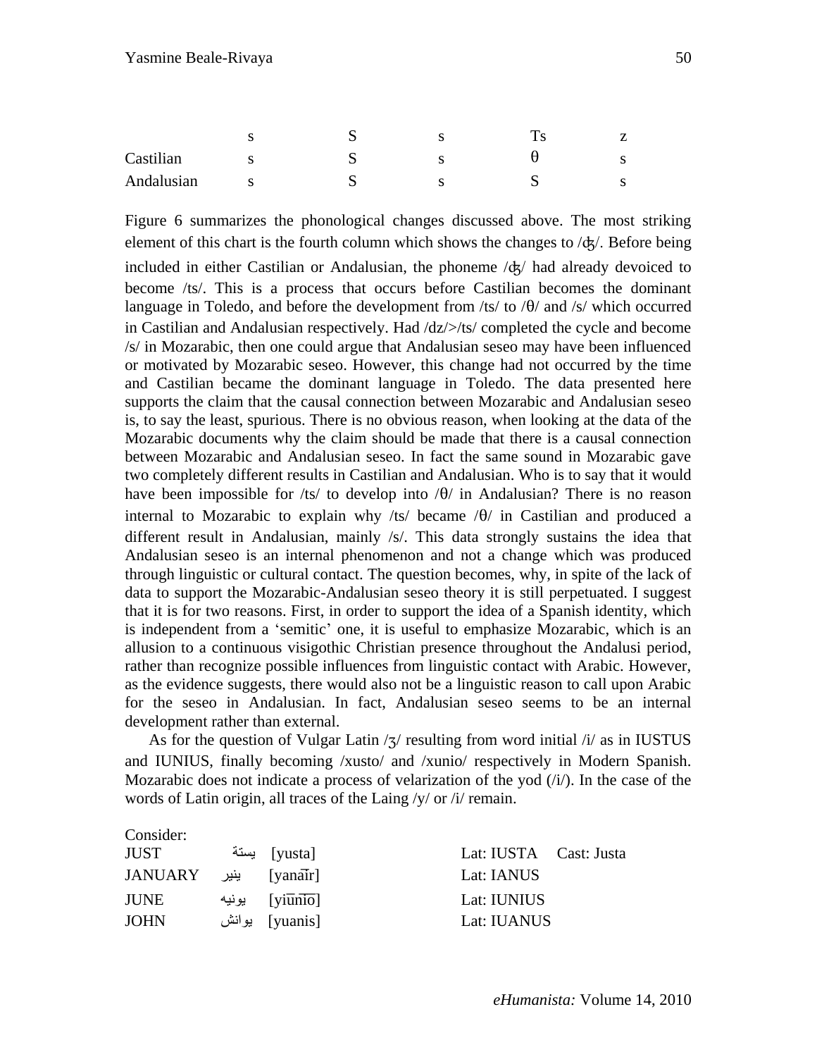|  | s | S | s | Ts | z |
| --- | --- | --- | --- | --- | --- |
| Castilian | s | S | s | θ | s |
| Andalusian | s | S | s | S | s |

Figure 6 summarizes the phonological changes discussed above. The most striking element of this chart is the fourth column which shows the changes to /ʤ/. Before being included in either Castilian or Andalusian, the phoneme /ʤ/ had already devoiced to become /ts/. This is a process that occurs before Castilian becomes the dominant language in Toledo, and before the development from /ts/ to /θ/ and /s/ which occurred in Castilian and Andalusian respectively. Had /dz/>/ts/ completed the cycle and become /s/ in Mozarabic, then one could argue that Andalusian seseo may have been influenced or motivated by Mozarabic seseo. However, this change had not occurred by the time and Castilian became the dominant language in Toledo. The data presented here supports the claim that the causal connection between Mozarabic and Andalusian seseo is, to say the least, spurious. There is no obvious reason, when looking at the data of the Mozarabic documents why the claim should be made that there is a causal connection between Mozarabic and Andalusian seseo. In fact the same sound in Mozarabic gave two completely different results in Castilian and Andalusian. Who is to say that it would have been impossible for /ts/ to develop into /θ/ in Andalusian? There is no reason internal to Mozarabic to explain why /ts/ became /θ/ in Castilian and produced a different result in Andalusian, mainly /s/. This data strongly sustains the idea that Andalusian seseo is an internal phenomenon and not a change which was produced through linguistic or cultural contact. The question becomes, why, in spite of the lack of data to support the Mozarabic-Andalusian seseo theory it is still perpetuated. I suggest that it is for two reasons. First, in order to support the idea of a Spanish identity, which is independent from a 'semitic' one, it is useful to emphasize Mozarabic, which is an allusion to a continuous visigothic Christian presence throughout the Andalusi period, rather than recognize possible influences from linguistic contact with Arabic. However, as the evidence suggests, there would also not be a linguistic reason to call upon Arabic for the seseo in Andalusian. In fact, Andalusian seseo seems to be an internal development rather than external.

As for the question of Vulgar Latin /ʒ/ resulting from word initial /i/ as in IUSTUS and IUNIUS, finally becoming /xusto/ and /xunio/ respectively in Modern Spanish. Mozarabic does not indicate a process of velarization of the yod (/i/). In the case of the words of Latin origin, all traces of the Laing /y/ or /i/ remain.

Consider:

| | | |
| --- | --- | --- |
| JUST | يستة [yusta] | Lat: IUSTA Cast: Justa |
| JANUARY | ينير [yanaīr] | Lat: IANUS |
| JUNE | يونيه [yiūnīo] | Lat: IUNIUS |
| JOHN | يوانش [yuanis] | Lat: IUANUS |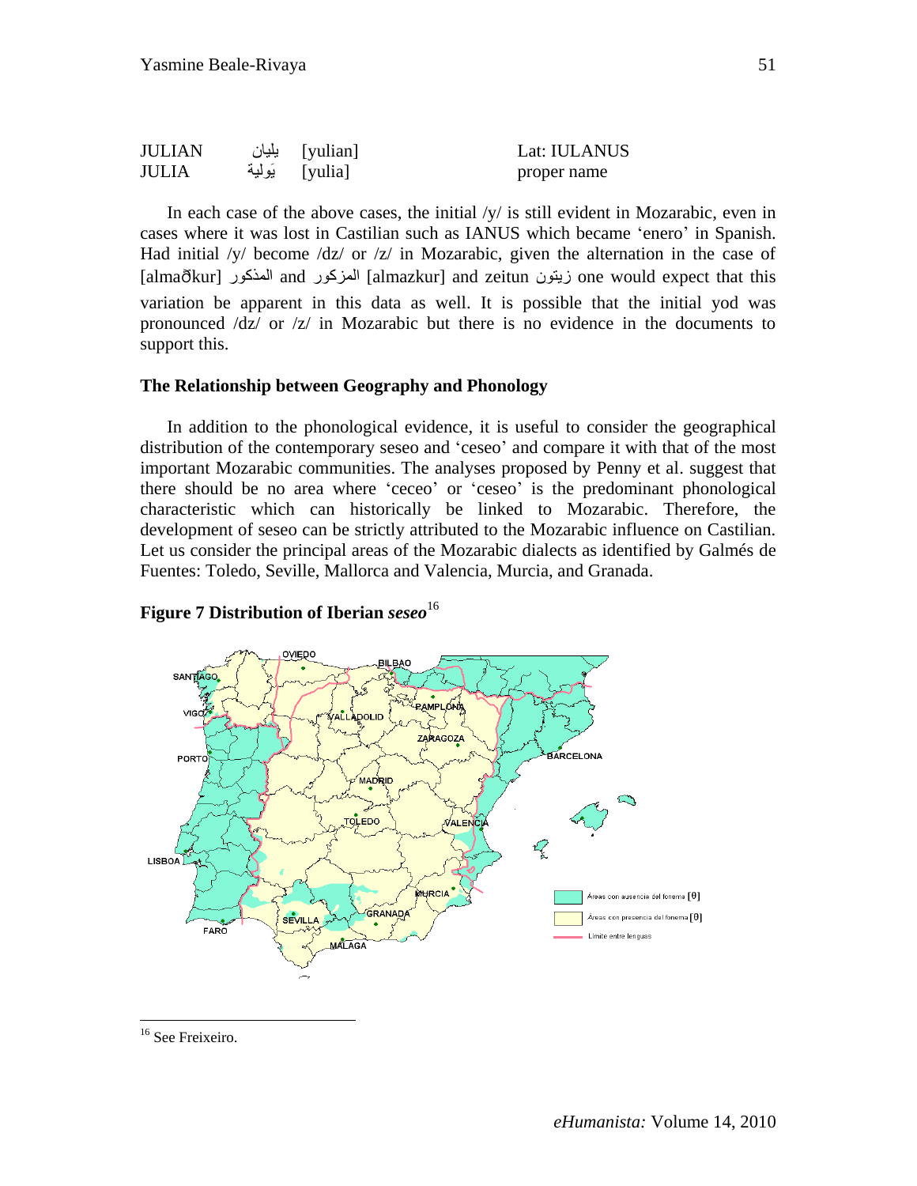| | | | |
|---|---|---|---|
| JULIAN | يليان | [yulian] | Lat: IULANUS |
| JULIA | يَولية | [yulia] | proper name |

In each case of the above cases, the initial /y/ is still evident in Mozarabic, even in cases where it was lost in Castilian such as IANUS which became 'enero' in Spanish. Had initial /y/ become /dz/ or /z/ in Mozarabic, given the alternation in the case of [almaðkur] المذكور and المزكور [almazkur] and zeitun زيتون one would expect that this variation be apparent in this data as well. It is possible that the initial yod was pronounced /dz/ or /z/ in Mozarabic but there is no evidence in the documents to support this.

### The Relationship between Geography and Phonology

In addition to the phonological evidence, it is useful to consider the geographical distribution of the contemporary seseo and 'ceseo' and compare it with that of the most important Mozarabic communities. The analyses proposed by Penny et al. suggest that there should be no area where 'ceceo' or 'ceseo' is the predominant phonological characteristic which can historically be linked to Mozarabic. Therefore, the development of seseo can be strictly attributed to the Mozarabic influence on Castilian. Let us consider the principal areas of the Mozarabic dialects as identified by Galmés de Fuentes: Toledo, Seville, Mallorca and Valencia, Murcia, and Granada.

**Figure 7 Distribution of Iberian *seseo*[16]**

[16] See Freixeiro.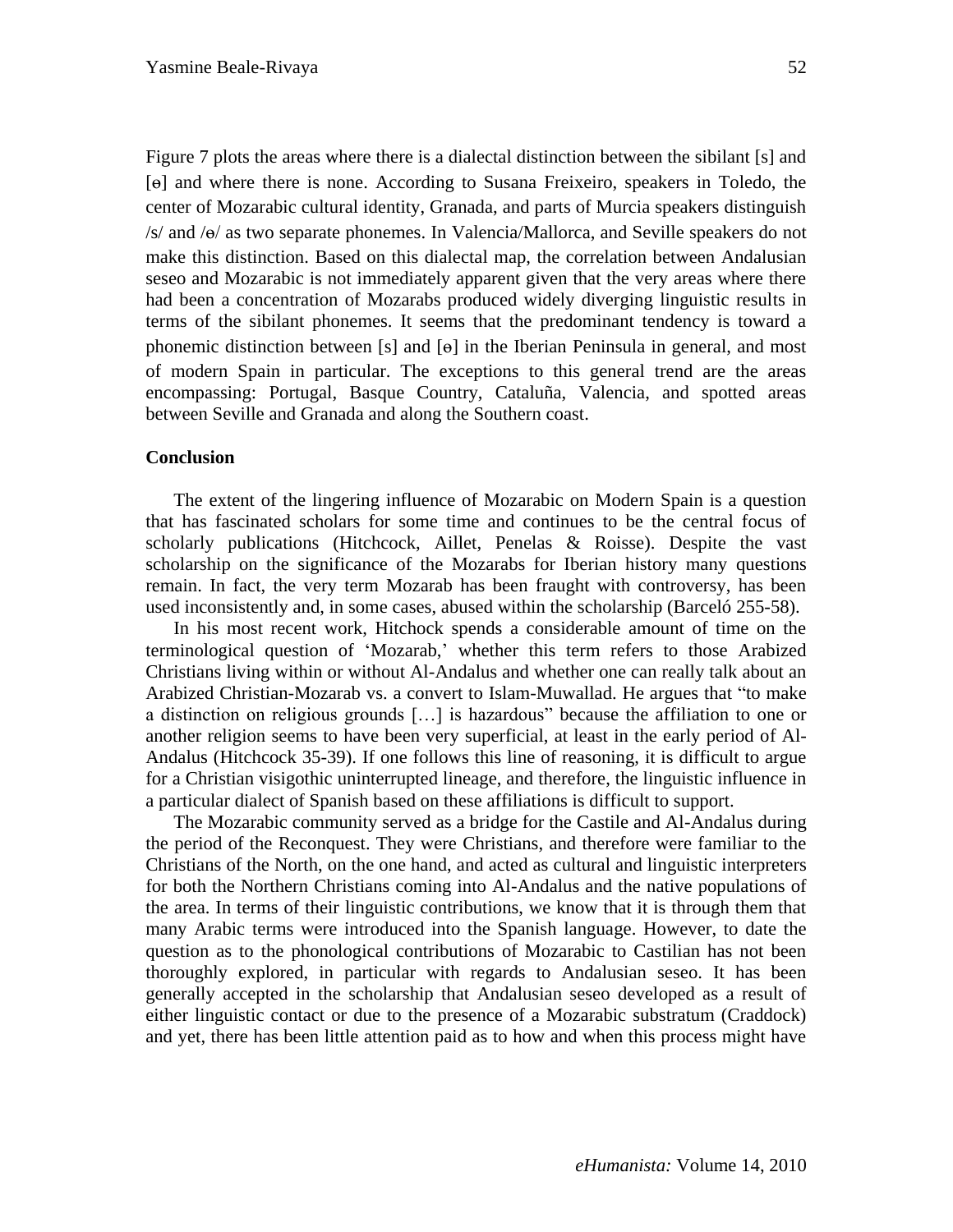Figure 7 plots the areas where there is a dialectal distinction between the sibilant [s] and [ɵ] and where there is none. According to Susana Freixeiro, speakers in Toledo, the center of Mozarabic cultural identity, Granada, and parts of Murcia speakers distinguish /s/ and /ɵ/ as two separate phonemes. In Valencia/Mallorca, and Seville speakers do not make this distinction. Based on this dialectal map, the correlation between Andalusian seseo and Mozarabic is not immediately apparent given that the very areas where there had been a concentration of Mozarabs produced widely diverging linguistic results in terms of the sibilant phonemes. It seems that the predominant tendency is toward a phonemic distinction between [s] and [ɵ] in the Iberian Peninsula in general, and most of modern Spain in particular. The exceptions to this general trend are the areas encompassing: Portugal, Basque Country, Cataluña, Valencia, and spotted areas between Seville and Granada and along the Southern coast.

**Conclusion**

The extent of the lingering influence of Mozarabic on Modern Spain is a question that has fascinated scholars for some time and continues to be the central focus of scholarly publications (Hitchcock, Aillet, Penelas & Roisse). Despite the vast scholarship on the significance of the Mozarabs for Iberian history many questions remain. In fact, the very term Mozarab has been fraught with controversy, has been used inconsistently and, in some cases, abused within the scholarship (Barceló 255-58).

In his most recent work, Hitchock spends a considerable amount of time on the terminological question of 'Mozarab,' whether this term refers to those Arabized Christians living within or without Al-Andalus and whether one can really talk about an Arabized Christian-Mozarab vs. a convert to Islam-Muwallad. He argues that "to make a distinction on religious grounds […] is hazardous" because the affiliation to one or another religion seems to have been very superficial, at least in the early period of Al-Andalus (Hitchcock 35-39). If one follows this line of reasoning, it is difficult to argue for a Christian visigothic uninterrupted lineage, and therefore, the linguistic influence in a particular dialect of Spanish based on these affiliations is difficult to support.

The Mozarabic community served as a bridge for the Castile and Al-Andalus during the period of the Reconquest. They were Christians, and therefore were familiar to the Christians of the North, on the one hand, and acted as cultural and linguistic interpreters for both the Northern Christians coming into Al-Andalus and the native populations of the area. In terms of their linguistic contributions, we know that it is through them that many Arabic terms were introduced into the Spanish language. However, to date the question as to the phonological contributions of Mozarabic to Castilian has not been thoroughly explored, in particular with regards to Andalusian seseo. It has been generally accepted in the scholarship that Andalusian seseo developed as a result of either linguistic contact or due to the presence of a Mozarabic substratum (Craddock) and yet, there has been little attention paid as to how and when this process might have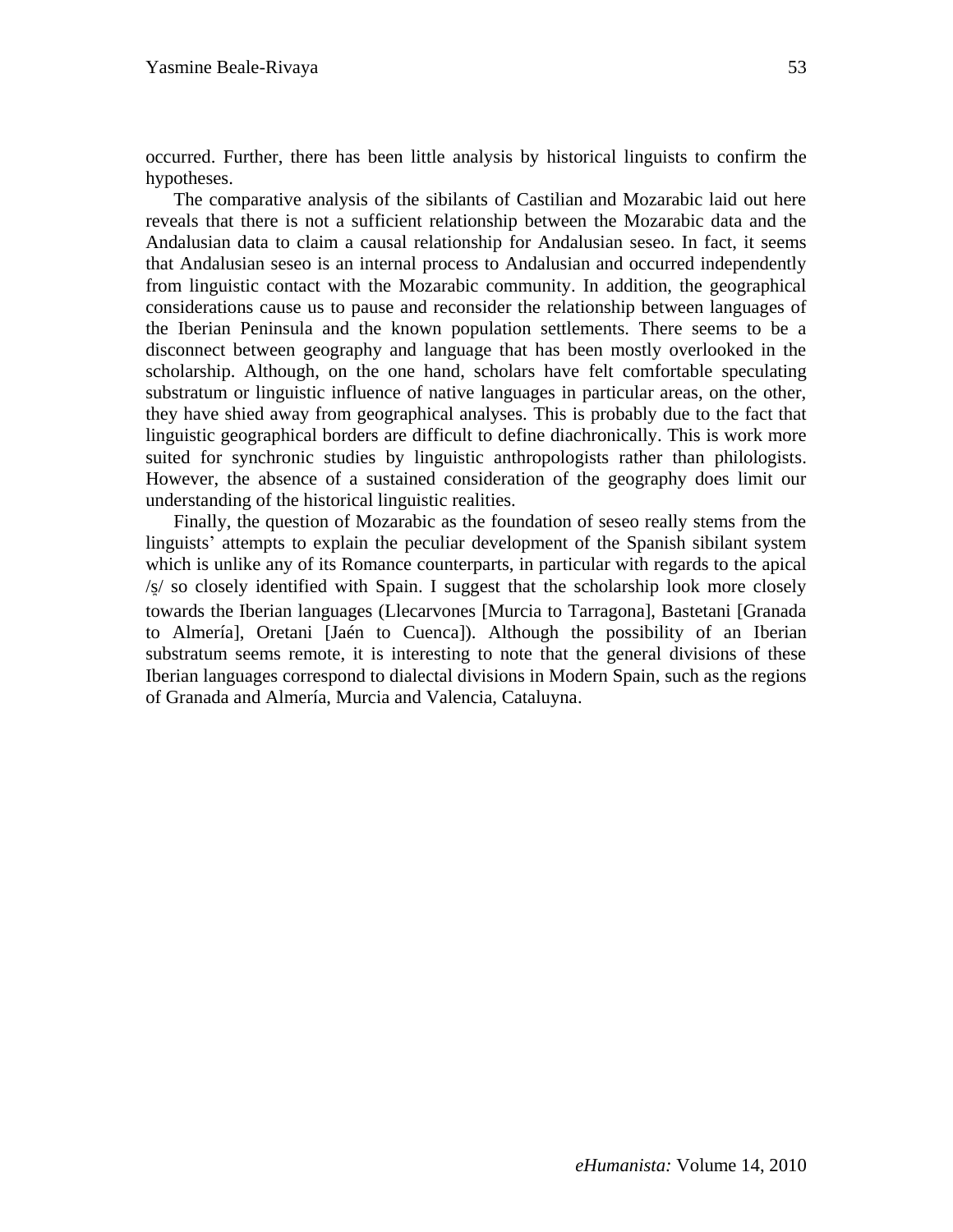occurred. Further, there has been little analysis by historical linguists to confirm the hypotheses.

The comparative analysis of the sibilants of Castilian and Mozarabic laid out here reveals that there is not a sufficient relationship between the Mozarabic data and the Andalusian data to claim a causal relationship for Andalusian seseo. In fact, it seems that Andalusian seseo is an internal process to Andalusian and occurred independently from linguistic contact with the Mozarabic community. In addition, the geographical considerations cause us to pause and reconsider the relationship between languages of the Iberian Peninsula and the known population settlements. There seems to be a disconnect between geography and language that has been mostly overlooked in the scholarship. Although, on the one hand, scholars have felt comfortable speculating substratum or linguistic influence of native languages in particular areas, on the other, they have shied away from geographical analyses. This is probably due to the fact that linguistic geographical borders are difficult to define diachronically. This is work more suited for synchronic studies by linguistic anthropologists rather than philologists. However, the absence of a sustained consideration of the geography does limit our understanding of the historical linguistic realities.

Finally, the question of Mozarabic as the foundation of seseo really stems from the linguists' attempts to explain the peculiar development of the Spanish sibilant system which is unlike any of its Romance counterparts, in particular with regards to the apical /s̺/ so closely identified with Spain. I suggest that the scholarship look more closely towards the Iberian languages (Llecarvones [Murcia to Tarragona], Bastetani [Granada to Almería], Oretani [Jaén to Cuenca]). Although the possibility of an Iberian substratum seems remote, it is interesting to note that the general divisions of these Iberian languages correspond to dialectal divisions in Modern Spain, such as the regions of Granada and Almería, Murcia and Valencia, Cataluyna.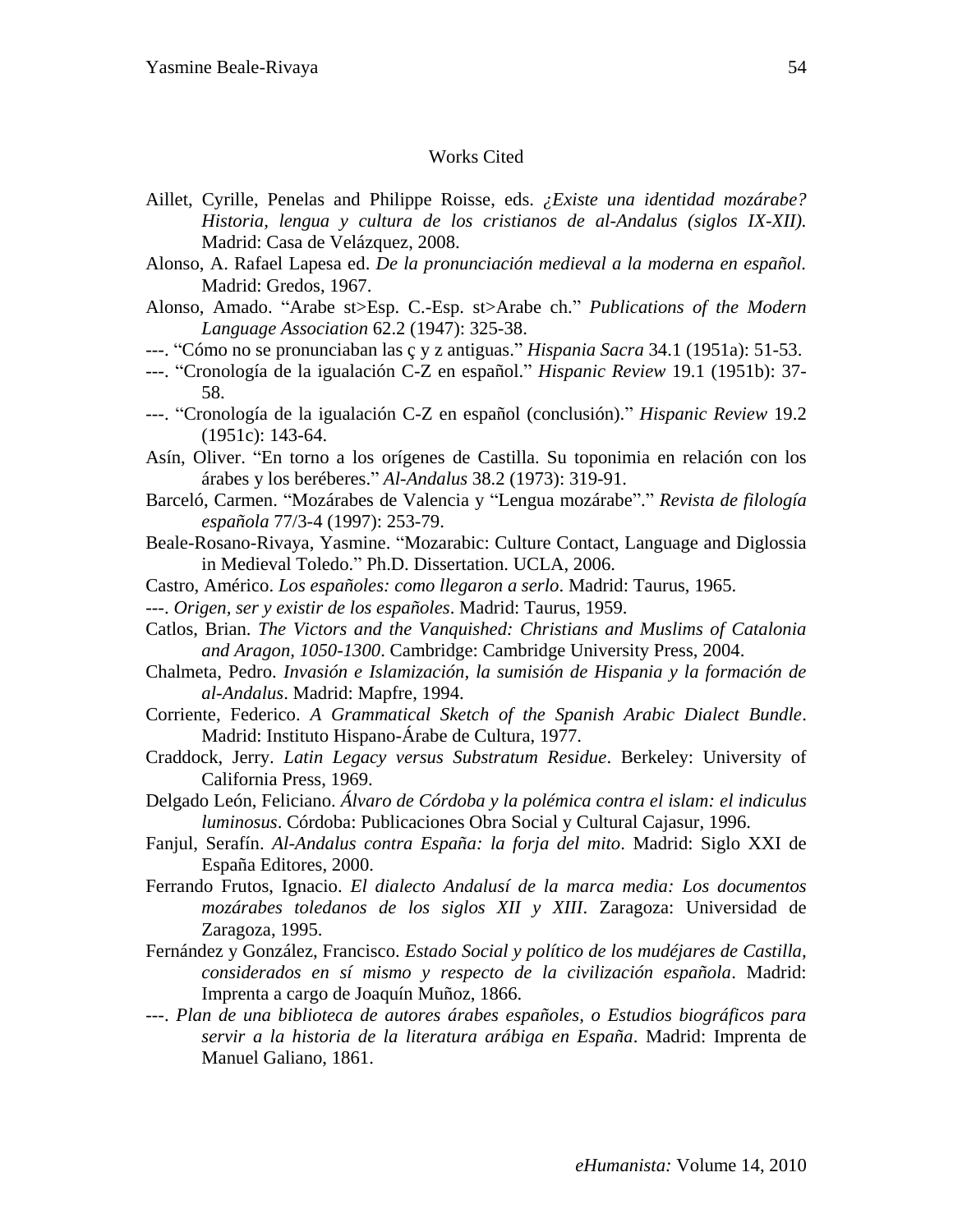## Works Cited

Aillet, Cyrille, Penelas and Philippe Roisse, eds. *¿Existe una identidad mozárabe? Historia, lengua y cultura de los cristianos de al-Andalus (siglos IX-XII).* Madrid: Casa de Velázquez, 2008.

Alonso, A. Rafael Lapesa ed. *De la pronunciación medieval a la moderna en español.* Madrid: Gredos, 1967.

Alonso, Amado. "Arabe st>Esp. C.-Esp. st>Arabe ch." *Publications of the Modern Language Association* 62.2 (1947): 325-38.

---. "Cómo no se pronunciaban las ç y z antiguas." *Hispania Sacra* 34.1 (1951a): 51-53.

---. "Cronología de la igualación C-Z en español." *Hispanic Review* 19.1 (1951b): 37-58.

---. "Cronología de la igualación C-Z en español (conclusión)." *Hispanic Review* 19.2 (1951c): 143-64.

Asín, Oliver. "En torno a los orígenes de Castilla. Su toponimia en relación con los árabes y los beréberes." *Al-Andalus* 38.2 (1973): 319-91.

Barceló, Carmen. "Mozárabes de Valencia y "Lengua mozárabe"." *Revista de filología española* 77/3-4 (1997): 253-79.

Beale-Rosano-Rivaya, Yasmine. "Mozarabic: Culture Contact, Language and Diglossia in Medieval Toledo." Ph.D. Dissertation. UCLA, 2006.

Castro, Américo. *Los españoles: como llegaron a serlo*. Madrid: Taurus, 1965.

---. *Origen, ser y existir de los españoles*. Madrid: Taurus, 1959.

Catlos, Brian. *The Victors and the Vanquished: Christians and Muslims of Catalonia and Aragon, 1050-1300*. Cambridge: Cambridge University Press, 2004.

Chalmeta, Pedro. *Invasión e Islamización, la sumisión de Hispania y la formación de al-Andalus*. Madrid: Mapfre, 1994.

Corriente, Federico. *A Grammatical Sketch of the Spanish Arabic Dialect Bundle*. Madrid: Instituto Hispano-Árabe de Cultura, 1977.

Craddock, Jerry. *Latin Legacy versus Substratum Residue*. Berkeley: University of California Press, 1969.

Delgado León, Feliciano. *Álvaro de Córdoba y la polémica contra el islam: el indiculus luminosus*. Córdoba: Publicaciones Obra Social y Cultural Cajasur, 1996.

Fanjul, Serafín. *Al-Andalus contra España: la forja del mito*. Madrid: Siglo XXI de España Editores, 2000.

Ferrando Frutos, Ignacio. *El dialecto Andalusí de la marca media: Los documentos mozárabes toledanos de los siglos XII y XIII*. Zaragoza: Universidad de Zaragoza, 1995.

Fernández y González, Francisco. *Estado Social y político de los mudéjares de Castilla, considerados en sí mismo y respecto de la civilización española*. Madrid: Imprenta a cargo de Joaquín Muñoz, 1866.

---. *Plan de una biblioteca de autores árabes españoles, o Estudios biográficos para servir a la historia de la literatura arábiga en España*. Madrid: Imprenta de Manuel Galiano, 1861.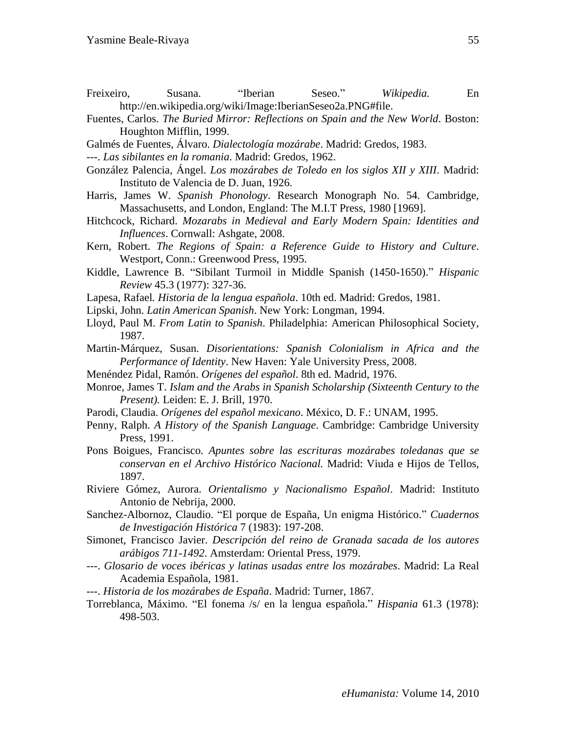Freixeiro, Susana. "Iberian Seseo." *Wikipedia.* En http://en.wikipedia.org/wiki/Image:IberianSeseo2a.PNG#file.

Fuentes, Carlos. *The Buried Mirror: Reflections on Spain and the New World*. Boston: Houghton Mifflin, 1999.

Galmés de Fuentes, Álvaro. *Dialectología mozárabe*. Madrid: Gredos, 1983.

---. *Las sibilantes en la romania*. Madrid: Gredos, 1962.

González Palencia, Ángel. *Los mozárabes de Toledo en los siglos XII y XIII*. Madrid: Instituto de Valencia de D. Juan, 1926.

Harris, James W. *Spanish Phonology*. Research Monograph No. 54. Cambridge, Massachusetts, and London, England: The M.I.T Press, 1980 [1969].

Hitchcock, Richard. *Mozarabs in Medieval and Early Modern Spain: Identities and Influences*. Cornwall: Ashgate, 2008.

Kern, Robert. *The Regions of Spain: a Reference Guide to History and Culture*. Westport, Conn.: Greenwood Press, 1995.

Kiddle, Lawrence B. "Sibilant Turmoil in Middle Spanish (1450-1650)." *Hispanic Review* 45.3 (1977): 327-36.

Lapesa, Rafael. *Historia de la lengua española*. 10th ed. Madrid: Gredos, 1981.

Lipski, John. *Latin American Spanish*. New York: Longman, 1994.

Lloyd, Paul M. *From Latin to Spanish*. Philadelphia: American Philosophical Society, 1987.

Martin-Márquez, Susan. *Disorientations: Spanish Colonialism in Africa and the Performance of Identity*. New Haven: Yale University Press, 2008.

Menéndez Pidal, Ramón. *Orígenes del español*. 8th ed. Madrid, 1976.

Monroe, James T. *Islam and the Arabs in Spanish Scholarship (Sixteenth Century to the Present).* Leiden: E. J. Brill, 1970.

Parodi, Claudia. *Orígenes del español mexicano*. México, D. F.: UNAM, 1995.

Penny, Ralph. *A History of the Spanish Language*. Cambridge: Cambridge University Press, 1991.

Pons Boigues, Francisco. *Apuntes sobre las escrituras mozárabes toledanas que se conservan en el Archivo Histórico Nacional.* Madrid: Viuda e Hijos de Tellos, 1897.

Riviere Gómez, Aurora. *Orientalismo y Nacionalismo Español*. Madrid: Instituto Antonio de Nebrija, 2000.

Sanchez-Albornoz, Claudio. "El porque de España, Un enigma Histórico." *Cuadernos de Investigación Histórica* 7 (1983): 197-208.

Simonet, Francisco Javier. *Descripción del reino de Granada sacada de los autores arábigos 711-1492*. Amsterdam: Oriental Press, 1979.

---. *Glosario de voces ibéricas y latinas usadas entre los mozárabes*. Madrid: La Real Academia Española, 1981.

---. *Historia de los mozárabes de España*. Madrid: Turner, 1867.

Torreblanca, Máximo. "El fonema /s/ en la lengua española." *Hispania* 61.3 (1978): 498-503.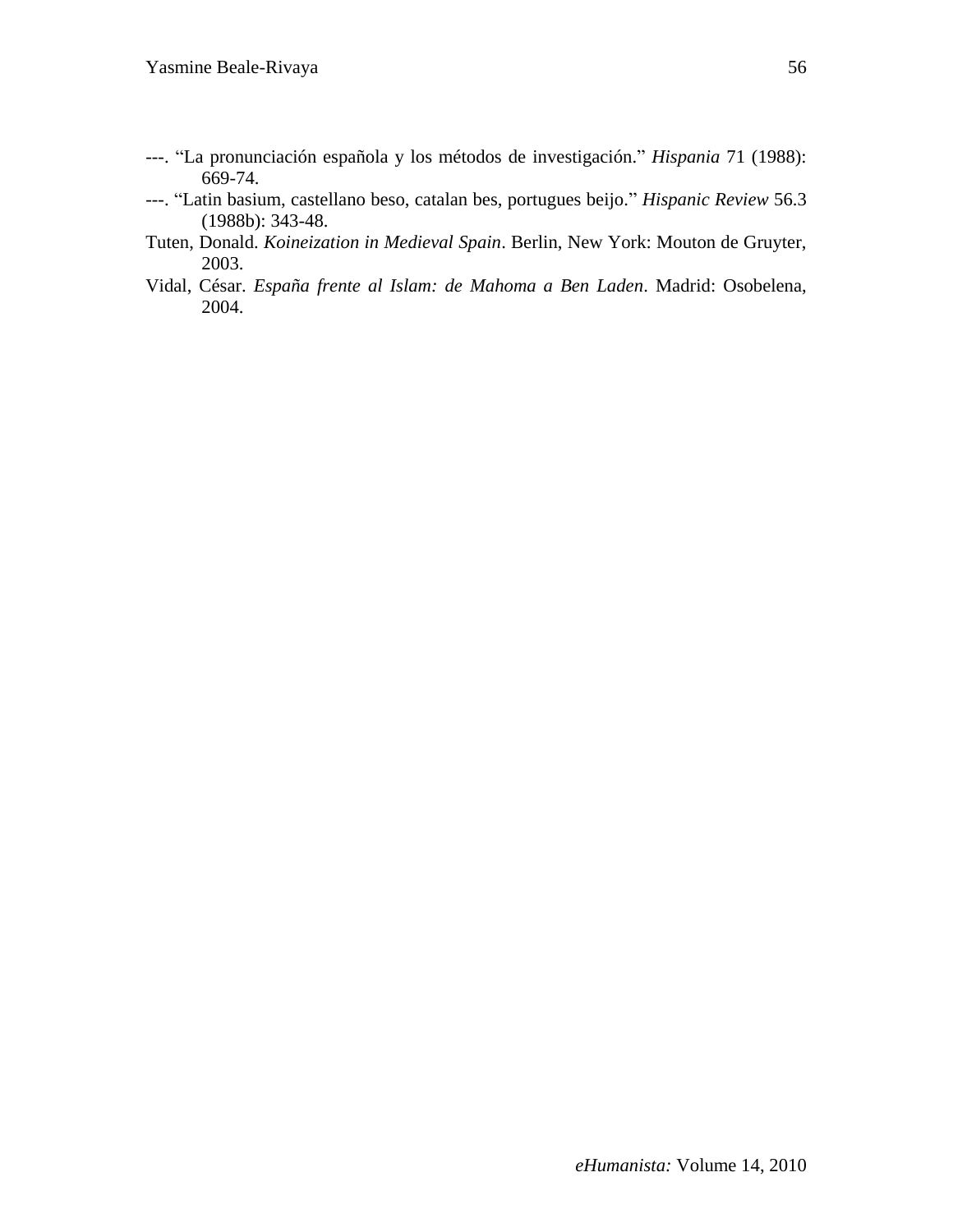---. "La pronunciación española y los métodos de investigación." *Hispania* 71 (1988): 669-74.

---. "Latin basium, castellano beso, catalan bes, portugues beijo." *Hispanic Review* 56.3 (1988b): 343-48.

Tuten, Donald. *Koineization in Medieval Spain*. Berlin, New York: Mouton de Gruyter, 2003.

Vidal, César. *España frente al Islam: de Mahoma a Ben Laden*. Madrid: Osobelena, 2004.